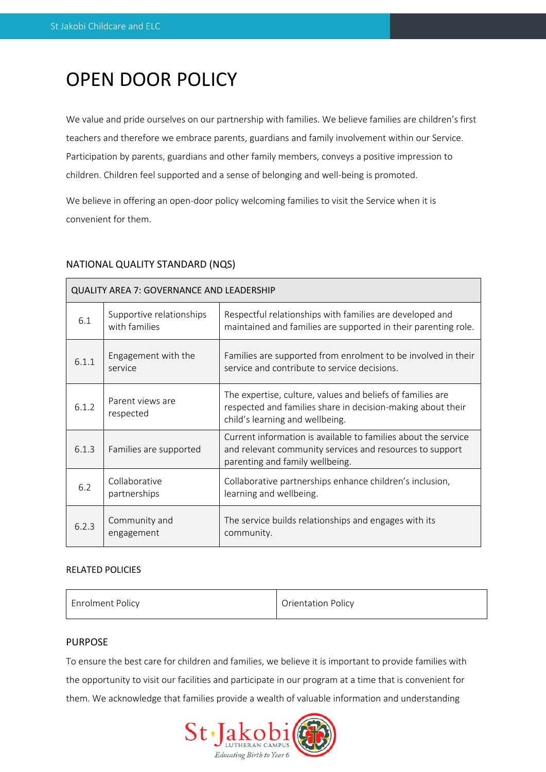# OPEN DOOR POLICY

We value and pride ourselves on our partnership with families. We believe families are children's first teachers and therefore we embrace parents, guardians and family involvement within our Service. Participation by parents, guardians and other family members, conveys a positive impression to children. Children feel supported and a sense of belonging and well-being is promoted.

We believe in offering an open-door policy welcoming families to visit the Service when it is convenient for them.

## NATIONAL QUALITY STANDARD (NQS)

| QUALITY AREA 7: GOVERNANCE AND LEADERSHIP | | |
|---|---|---|
| 6.1 | Supportive relationships with families | Respectful relationships with families are developed and maintained and families are supported in their parenting role. |
| 6.1.1 | Engagement with the service | Families are supported from enrolment to be involved in their service and contribute to service decisions. |
| 6.1.2 | Parent views are respected | The expertise, culture, values and beliefs of families are respected and families share in decision-making about their child's learning and wellbeing. |
| 6.1.3 | Families are supported | Current information is available to families about the service and relevant community services and resources to support parenting and family wellbeing. |
| 6.2 | Collaborative partnerships | Collaborative partnerships enhance children's inclusion, learning and wellbeing. |
| 6.2.3 | Community and engagement | The service builds relationships and engages with its community. |

## RELATED POLICIES

| Enrolment Policy | Orientation Policy |
|---|---|

## PURPOSE

To ensure the best care for children and families, we believe it is important to provide families with the opportunity to visit our facilities and participate in our program at a time that is convenient for them. We acknowledge that families provide a wealth of valuable information and understanding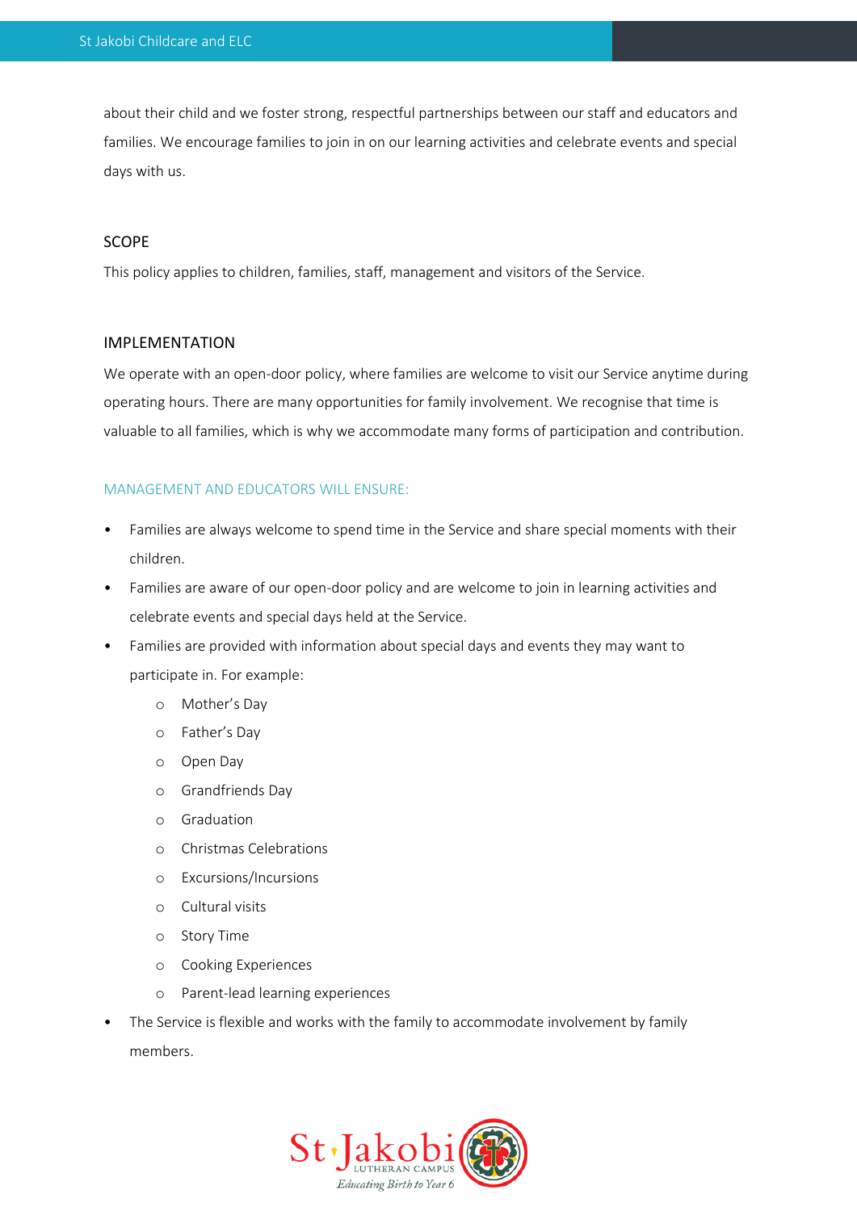about their child and we foster strong, respectful partnerships between our staff and educators and families. We encourage families to join in on our learning activities and celebrate events and special days with us.

## SCOPE

This policy applies to children, families, staff, management and visitors of the Service.

## IMPLEMENTATION

We operate with an open-door policy, where families are welcome to visit our Service anytime during operating hours. There are many opportunities for family involvement. We recognise that time is valuable to all families, which is why we accommodate many forms of participation and contribution.

### MANAGEMENT AND EDUCATORS WILL ENSURE:

- Families are always welcome to spend time in the Service and share special moments with their children.
- Families are aware of our open-door policy and are welcome to join in learning activities and celebrate events and special days held at the Service.
- Families are provided with information about special days and events they may want to participate in. For example:
  - Mother's Day
  - Father's Day
  - Open Day
  - Grandfriends Day
  - Graduation
  - Christmas Celebrations
  - Excursions/Incursions
  - Cultural visits
  - Story Time
  - Cooking Experiences
  - Parent-lead learning experiences
- The Service is flexible and works with the family to accommodate involvement by family members.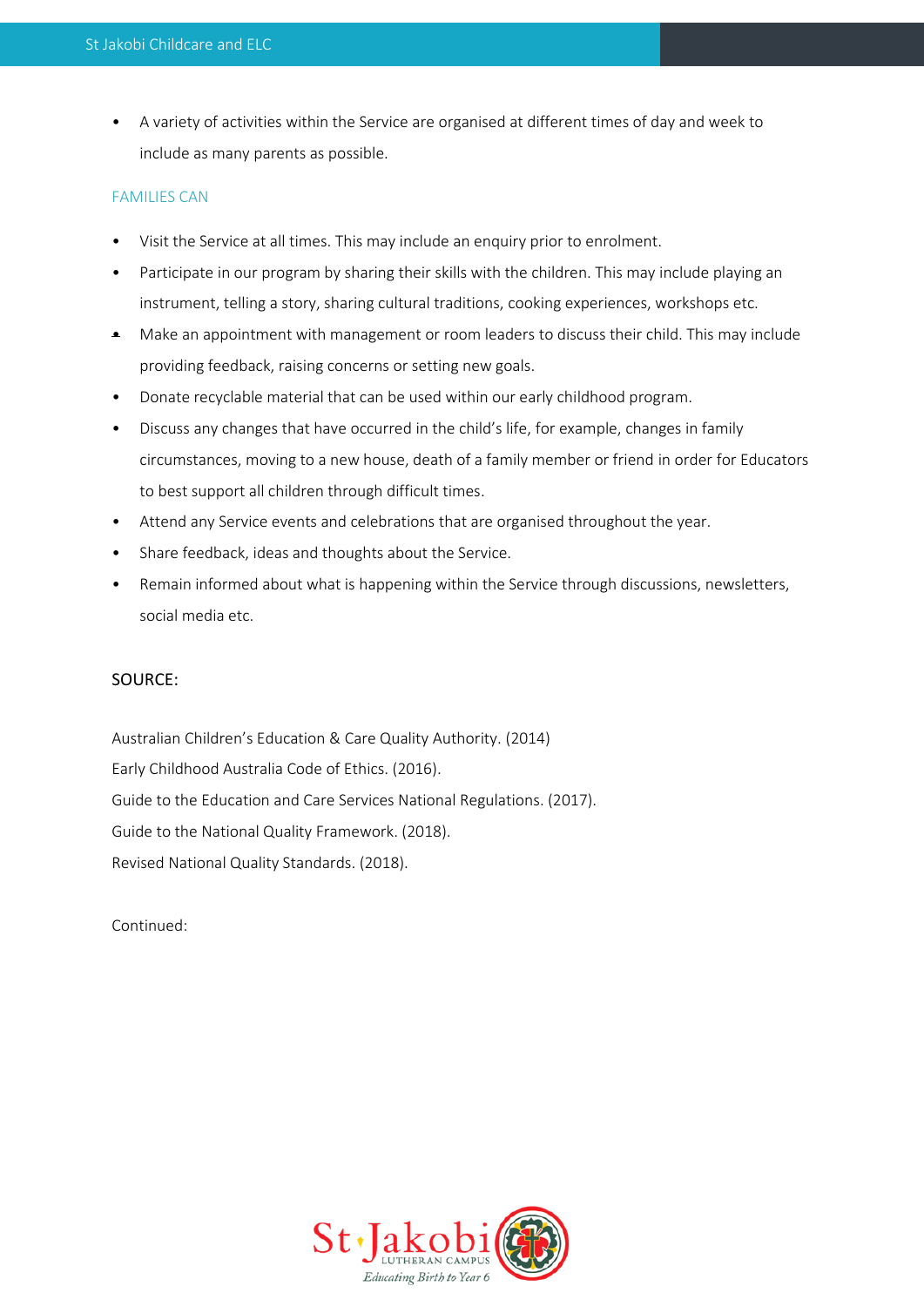- A variety of activities within the Service are organised at different times of day and week to include as many parents as possible.

### FAMILIES CAN

- Visit the Service at all times. This may include an enquiry prior to enrolment.
- Participate in our program by sharing their skills with the children. This may include playing an instrument, telling a story, sharing cultural traditions, cooking experiences, workshops etc.
- Make an appointment with management or room leaders to discuss their child. This may include providing feedback, raising concerns or setting new goals.
- Donate recyclable material that can be used within our early childhood program.
- Discuss any changes that have occurred in the child's life, for example, changes in family circumstances, moving to a new house, death of a family member or friend in order for Educators to best support all children through difficult times.
- Attend any Service events and celebrations that are organised throughout the year.
- Share feedback, ideas and thoughts about the Service.
- Remain informed about what is happening within the Service through discussions, newsletters, social media etc.

SOURCE:

Australian Children's Education & Care Quality Authority. (2014)
Early Childhood Australia Code of Ethics. (2016).
Guide to the Education and Care Services National Regulations. (2017).
Guide to the National Quality Framework. (2018).
Revised National Quality Standards. (2018).

Continued: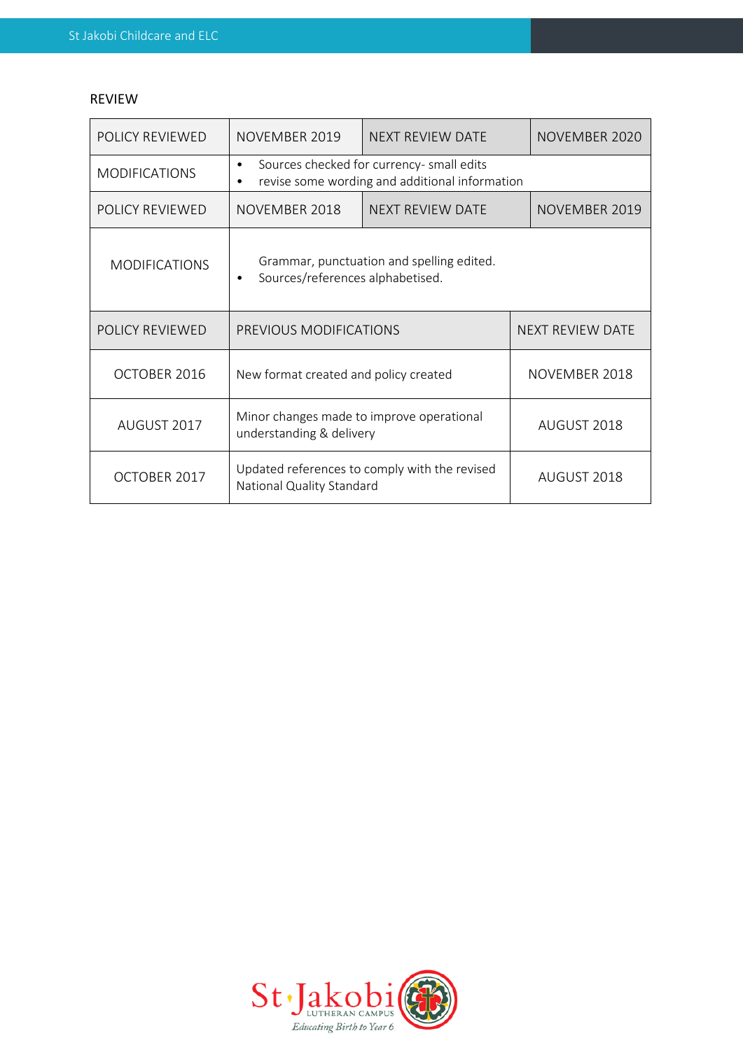REVIEW

| | | | |
|---|---|---|---|
| POLICY REVIEWED | NOVEMBER 2019 | NEXT REVIEW DATE | NOVEMBER 2020 |
| MODIFICATIONS | • Sources checked for currency- small edits<br>• revise some wording and additional information | | |
| POLICY REVIEWED | NOVEMBER 2018 | NEXT REVIEW DATE | NOVEMBER 2019 |
| MODIFICATIONS | Grammar, punctuation and spelling edited.<br>• Sources/references alphabetised. | | |

| POLICY REVIEWED | PREVIOUS MODIFICATIONS | NEXT REVIEW DATE |
|---|---|---|
| OCTOBER 2016 | New format created and policy created | NOVEMBER 2018 |
| AUGUST 2017 | Minor changes made to improve operational understanding & delivery | AUGUST 2018 |
| OCTOBER 2017 | Updated references to comply with the revised National Quality Standard | AUGUST 2018 |